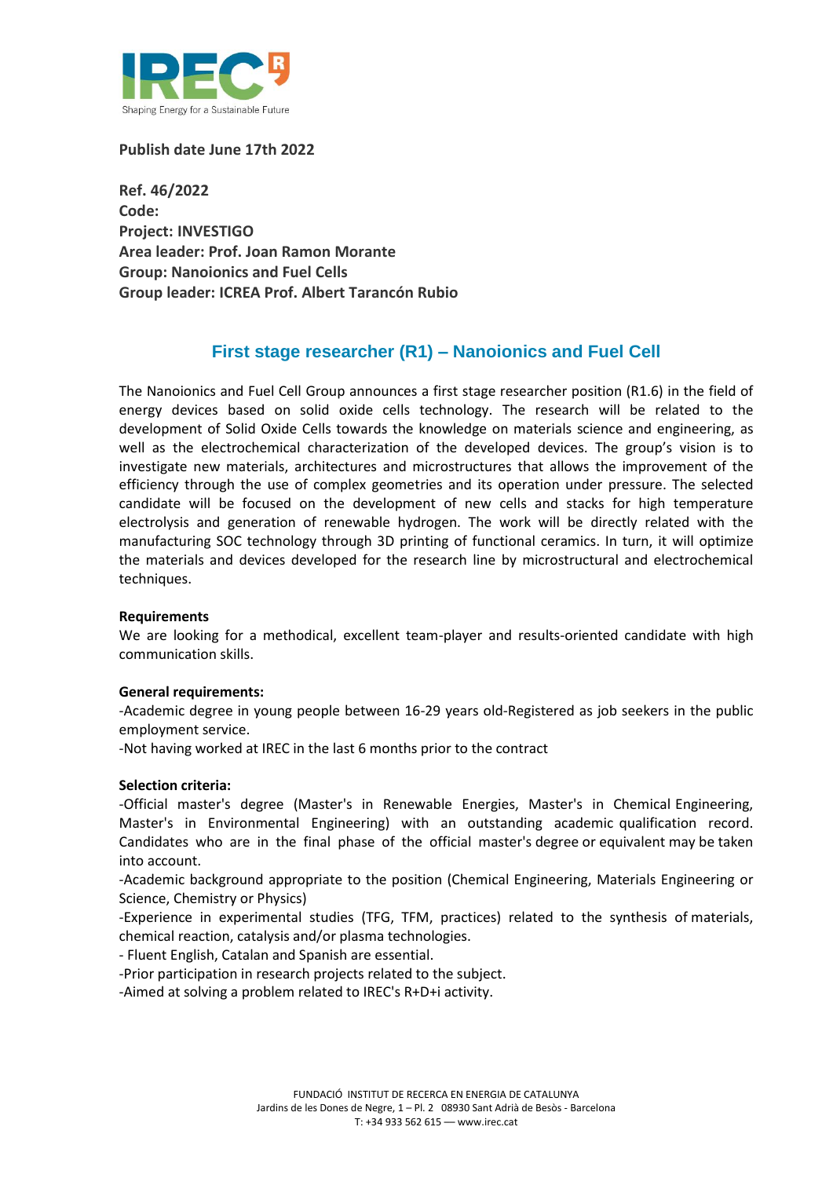**Publish date June 17th 2022**

**Ref. 46/2022**
**Code:**
**Project: INVESTIGO**
**Area leader: Prof. Joan Ramon Morante**
**Group: Nanoionics and Fuel Cells**
**Group leader: ICREA Prof. Albert Tarancón Rubio**

## First stage researcher (R1) – Nanoionics and Fuel Cell

The Nanoionics and Fuel Cell Group announces a first stage researcher position (R1.6) in the field of energy devices based on solid oxide cells technology. The research will be related to the development of Solid Oxide Cells towards the knowledge on materials science and engineering, as well as the electrochemical characterization of the developed devices. The group's vision is to investigate new materials, architectures and microstructures that allows the improvement of the efficiency through the use of complex geometries and its operation under pressure. The selected candidate will be focused on the development of new cells and stacks for high temperature electrolysis and generation of renewable hydrogen. The work will be directly related with the manufacturing SOC technology through 3D printing of functional ceramics. In turn, it will optimize the materials and devices developed for the research line by microstructural and electrochemical techniques.

**Requirements**

We are looking for a methodical, excellent team-player and results-oriented candidate with high communication skills.

**General requirements:**

-Academic degree in young people between 16-29 years old-Registered as job seekers in the public employment service.

-Not having worked at IREC in the last 6 months prior to the contract

**Selection criteria:**

-Official master's degree (Master's in Renewable Energies, Master's in Chemical Engineering, Master's in Environmental Engineering) with an outstanding academic qualification record. Candidates who are in the final phase of the official master's degree or equivalent may be taken into account.

-Academic background appropriate to the position (Chemical Engineering, Materials Engineering or Science, Chemistry or Physics)

-Experience in experimental studies (TFG, TFM, practices) related to the synthesis of materials, chemical reaction, catalysis and/or plasma technologies.

- Fluent English, Catalan and Spanish are essential.

-Prior participation in research projects related to the subject.

-Aimed at solving a problem related to IREC's R+D+i activity.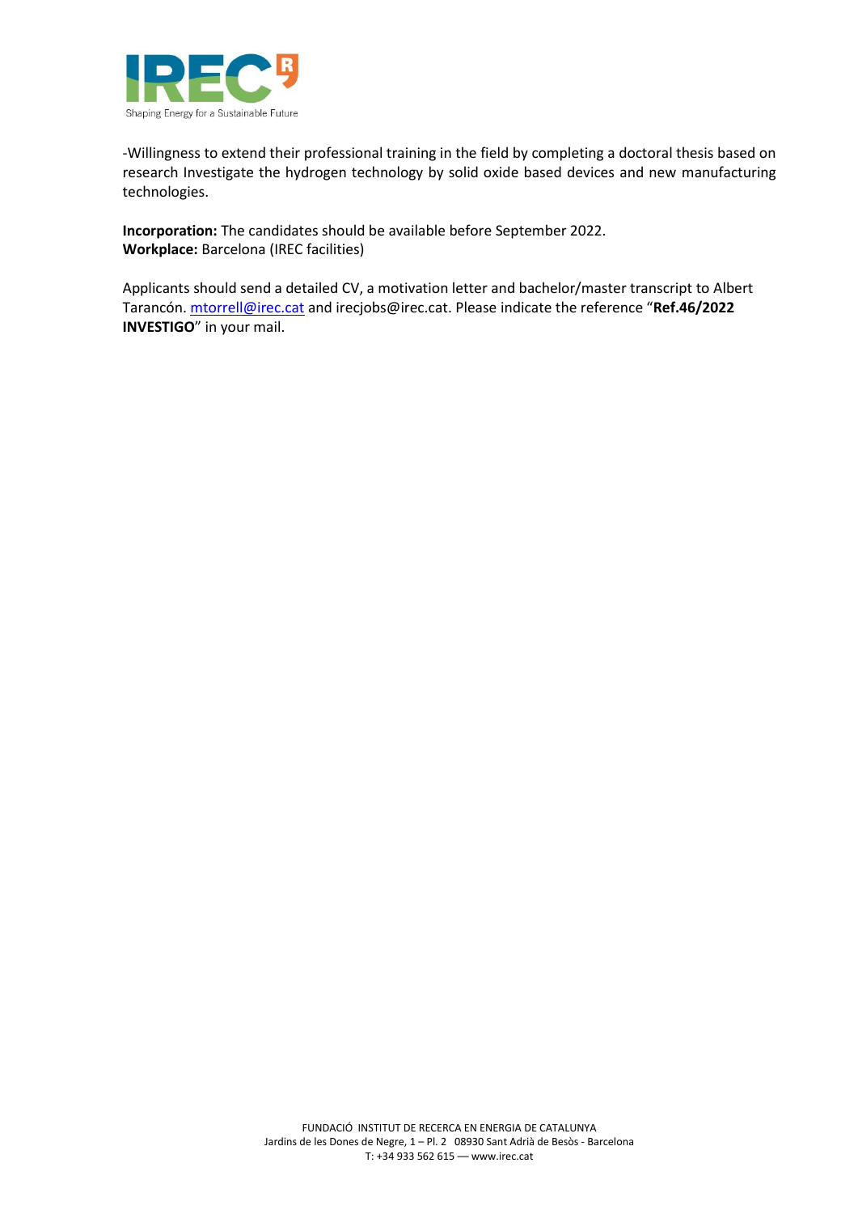-Willingness to extend their professional training in the field by completing a doctoral thesis based on research Investigate the hydrogen technology by solid oxide based devices and new manufacturing technologies.

**Incorporation:** The candidates should be available before September 2022.
**Workplace:** Barcelona (IREC facilities)

Applicants should send a detailed CV, a motivation letter and bachelor/master transcript to Albert Tarancón. mtorrell@irec.cat and irecjobs@irec.cat. Please indicate the reference "**Ref.46/2022 INVESTIGO**" in your mail.